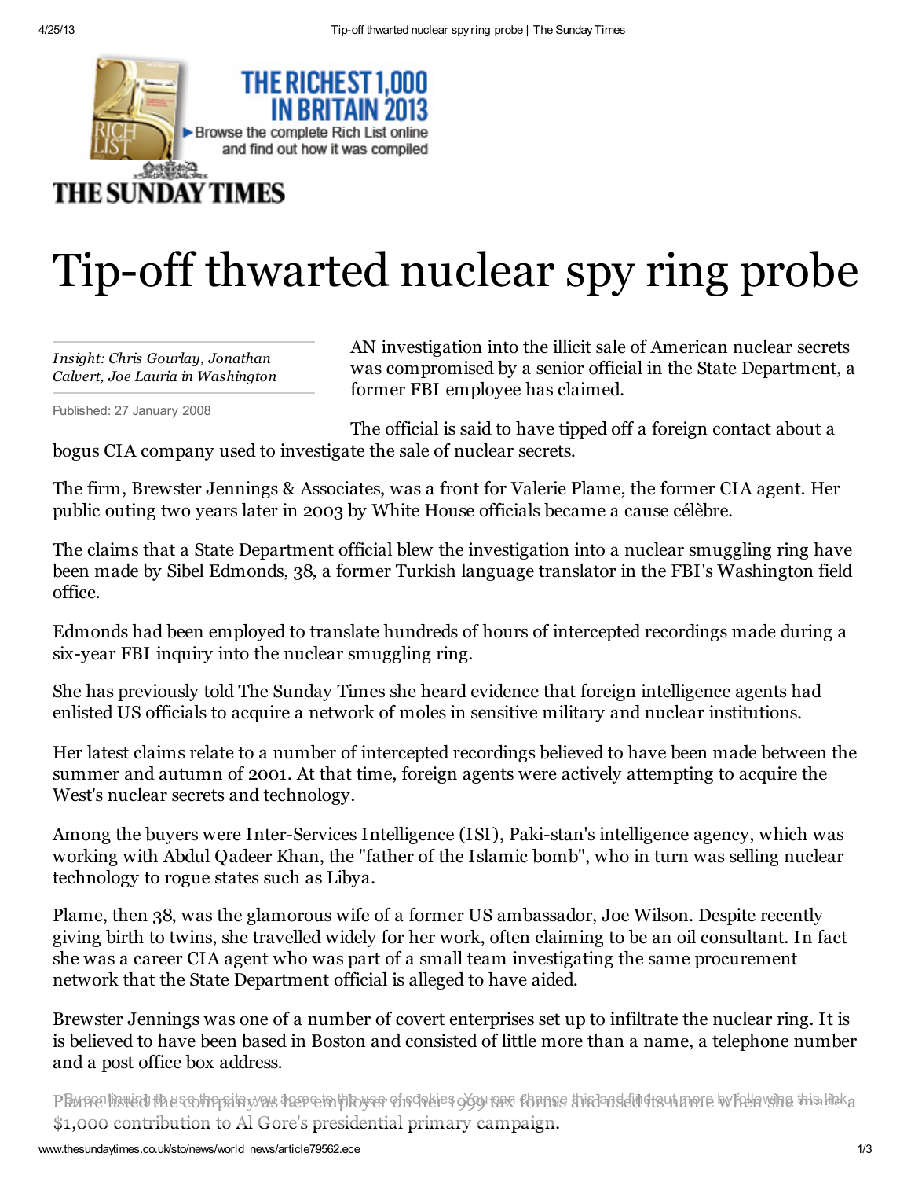THE RICHEST 1,000 IN BRITAIN 2013

▶Browse the complete Rich List online and find out how it was compiled

THE SUNDAY TIMES

# Tip-off thwarted nuclear spy ring probe

*Insight: Chris Gourlay, Jonathan Calvert, Joe Lauria in Washington*

Published: 27 January 2008

AN investigation into the illicit sale of American nuclear secrets was compromised by a senior official in the State Department, a former FBI employee has claimed.

The official is said to have tipped off a foreign contact about a bogus CIA company used to investigate the sale of nuclear secrets.

The firm, Brewster Jennings & Associates, was a front for Valerie Plame, the former CIA agent. Her public outing two years later in 2003 by White House officials became a cause célèbre.

The claims that a State Department official blew the investigation into a nuclear smuggling ring have been made by Sibel Edmonds, 38, a former Turkish language translator in the FBI's Washington field office.

Edmonds had been employed to translate hundreds of hours of intercepted recordings made during a six-year FBI inquiry into the nuclear smuggling ring.

She has previously told The Sunday Times she heard evidence that foreign intelligence agents had enlisted US officials to acquire a network of moles in sensitive military and nuclear institutions.

Her latest claims relate to a number of intercepted recordings believed to have been made between the summer and autumn of 2001. At that time, foreign agents were actively attempting to acquire the West's nuclear secrets and technology.

Among the buyers were Inter-Services Intelligence (ISI), Paki-stan's intelligence agency, which was working with Abdul Qadeer Khan, the "father of the Islamic bomb", who in turn was selling nuclear technology to rogue states such as Libya.

Plame, then 38, was the glamorous wife of a former US ambassador, Joe Wilson. Despite recently giving birth to twins, she travelled widely for her work, often claiming to be an oil consultant. In fact she was a career CIA agent who was part of a small team investigating the same procurement network that the State Department official is alleged to have aided.

Brewster Jennings was one of a number of covert enterprises set up to infiltrate the nuclear ring. It is is believed to have been based in Boston and consisted of little more than a name, a telephone number and a post office box address.

Plame listed the company as her employer on her 1999 tax forms and used its name when she made a $1,000 contribution to Al Gore's presidential primary campaign.

By continuing to use the site, you agree to the use of cookies. You can change this and find out more by following this link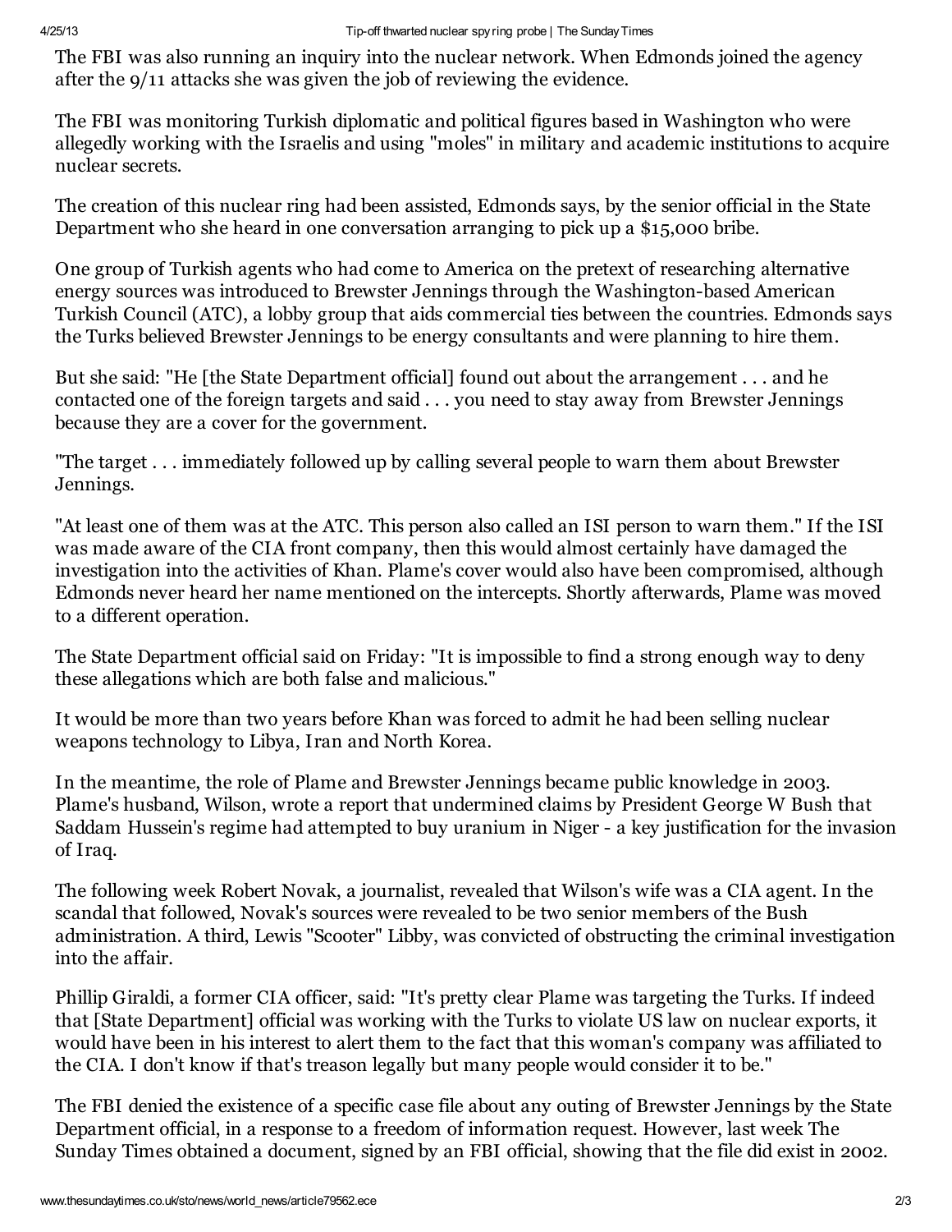The FBI was also running an inquiry into the nuclear network. When Edmonds joined the agency after the 9/11 attacks she was given the job of reviewing the evidence.

The FBI was monitoring Turkish diplomatic and political figures based in Washington who were allegedly working with the Israelis and using "moles" in military and academic institutions to acquire nuclear secrets.

The creation of this nuclear ring had been assisted, Edmonds says, by the senior official in the State Department who she heard in one conversation arranging to pick up a $15,000 bribe.

One group of Turkish agents who had come to America on the pretext of researching alternative energy sources was introduced to Brewster Jennings through the Washington-based American Turkish Council (ATC), a lobby group that aids commercial ties between the countries. Edmonds says the Turks believed Brewster Jennings to be energy consultants and were planning to hire them.

But she said: "He [the State Department official] found out about the arrangement . . . and he contacted one of the foreign targets and said . . . you need to stay away from Brewster Jennings because they are a cover for the government.

"The target . . . immediately followed up by calling several people to warn them about Brewster Jennings.

"At least one of them was at the ATC. This person also called an ISI person to warn them." If the ISI was made aware of the CIA front company, then this would almost certainly have damaged the investigation into the activities of Khan. Plame's cover would also have been compromised, although Edmonds never heard her name mentioned on the intercepts. Shortly afterwards, Plame was moved to a different operation.

The State Department official said on Friday: "It is impossible to find a strong enough way to deny these allegations which are both false and malicious."

It would be more than two years before Khan was forced to admit he had been selling nuclear weapons technology to Libya, Iran and North Korea.

In the meantime, the role of Plame and Brewster Jennings became public knowledge in 2003. Plame's husband, Wilson, wrote a report that undermined claims by President George W Bush that Saddam Hussein's regime had attempted to buy uranium in Niger - a key justification for the invasion of Iraq.

The following week Robert Novak, a journalist, revealed that Wilson's wife was a CIA agent. In the scandal that followed, Novak's sources were revealed to be two senior members of the Bush administration. A third, Lewis "Scooter" Libby, was convicted of obstructing the criminal investigation into the affair.

Phillip Giraldi, a former CIA officer, said: "It's pretty clear Plame was targeting the Turks. If indeed that [State Department] official was working with the Turks to violate US law on nuclear exports, it would have been in his interest to alert them to the fact that this woman's company was affiliated to the CIA. I don't know if that's treason legally but many people would consider it to be."

The FBI denied the existence of a specific case file about any outing of Brewster Jennings by the State Department official, in a response to a freedom of information request. However, last week The Sunday Times obtained a document, signed by an FBI official, showing that the file did exist in 2002.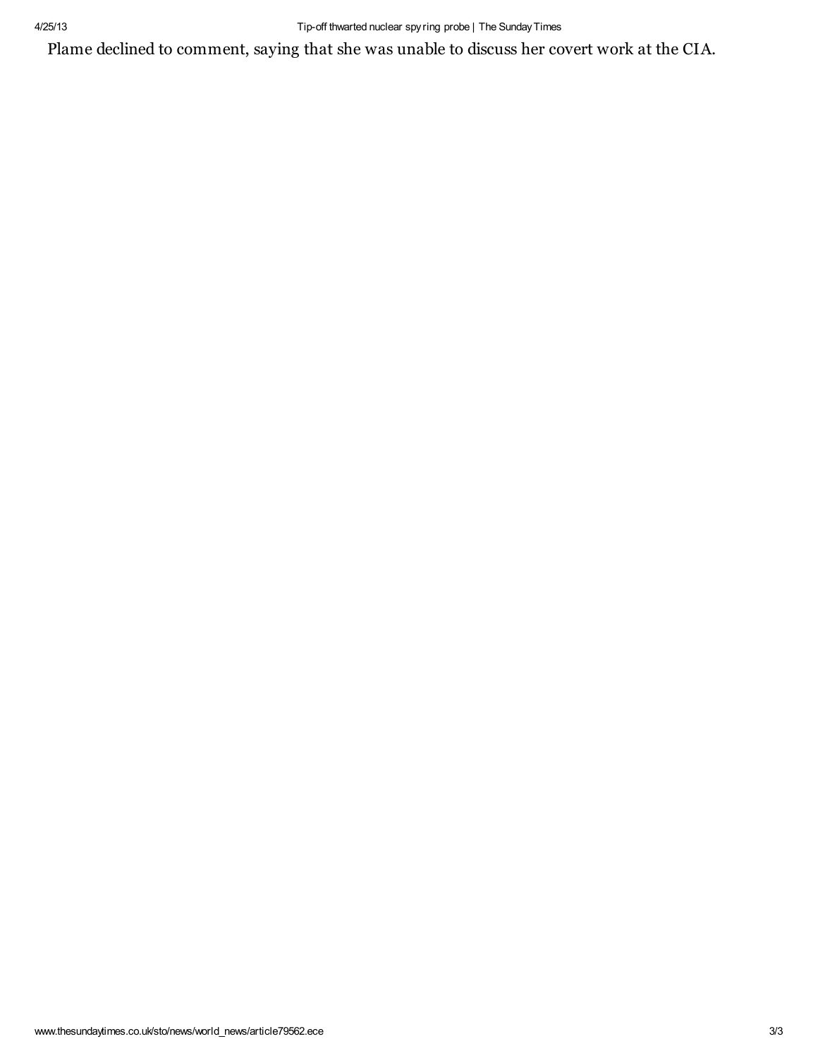Plame declined to comment, saying that she was unable to discuss her covert work at the CIA.